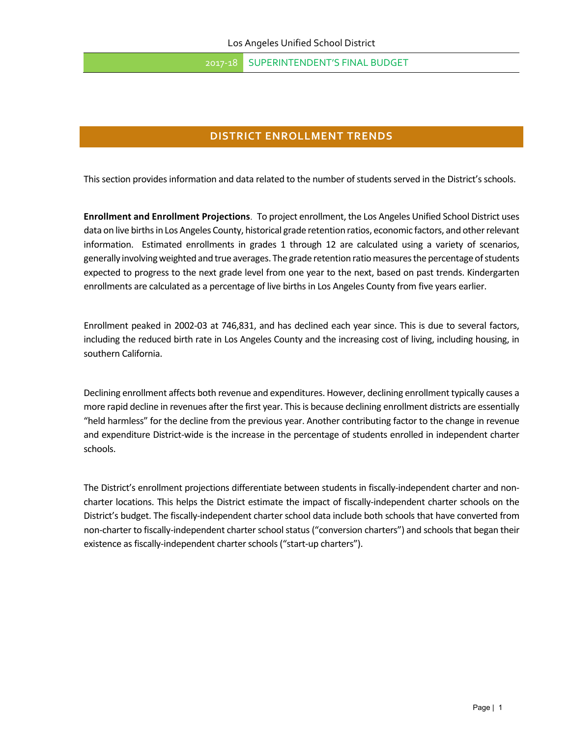# DISTRICT ENROLLMENT TRENDS

This section provides information and data related to the number of students served in the District's schools.

**Enrollment and Enrollment Projections**. To project enrollment, the Los Angeles Unified School District uses data on live births in Los Angeles County, historical grade retention ratios, economic factors, and other relevant information. Estimated enrollments in grades 1 through 12 are calculated using a variety of scenarios, generally involving weighted and true averages. The grade retention ratio measures the percentage of students expected to progress to the next grade level from one year to the next, based on past trends. Kindergarten enrollments are calculated as a percentage of live births in Los Angeles County from five years earlier.

Enrollment peaked in 2002-03 at 746,831, and has declined each year since. This is due to several factors, including the reduced birth rate in Los Angeles County and the increasing cost of living, including housing, in southern California.

Declining enrollment affects both revenue and expenditures. However, declining enrollment typically causes a more rapid decline in revenues after the first year. This is because declining enrollment districts are essentially "held harmless" for the decline from the previous year. Another contributing factor to the change in revenue and expenditure District-wide is the increase in the percentage of students enrolled in independent charter schools.

The District's enrollment projections differentiate between students in fiscally-independent charter and non-charter locations. This helps the District estimate the impact of fiscally-independent charter schools on the District's budget. The fiscally-independent charter school data include both schools that have converted from non-charter to fiscally-independent charter school status ("conversion charters") and schools that began their existence as fiscally-independent charter schools ("start-up charters").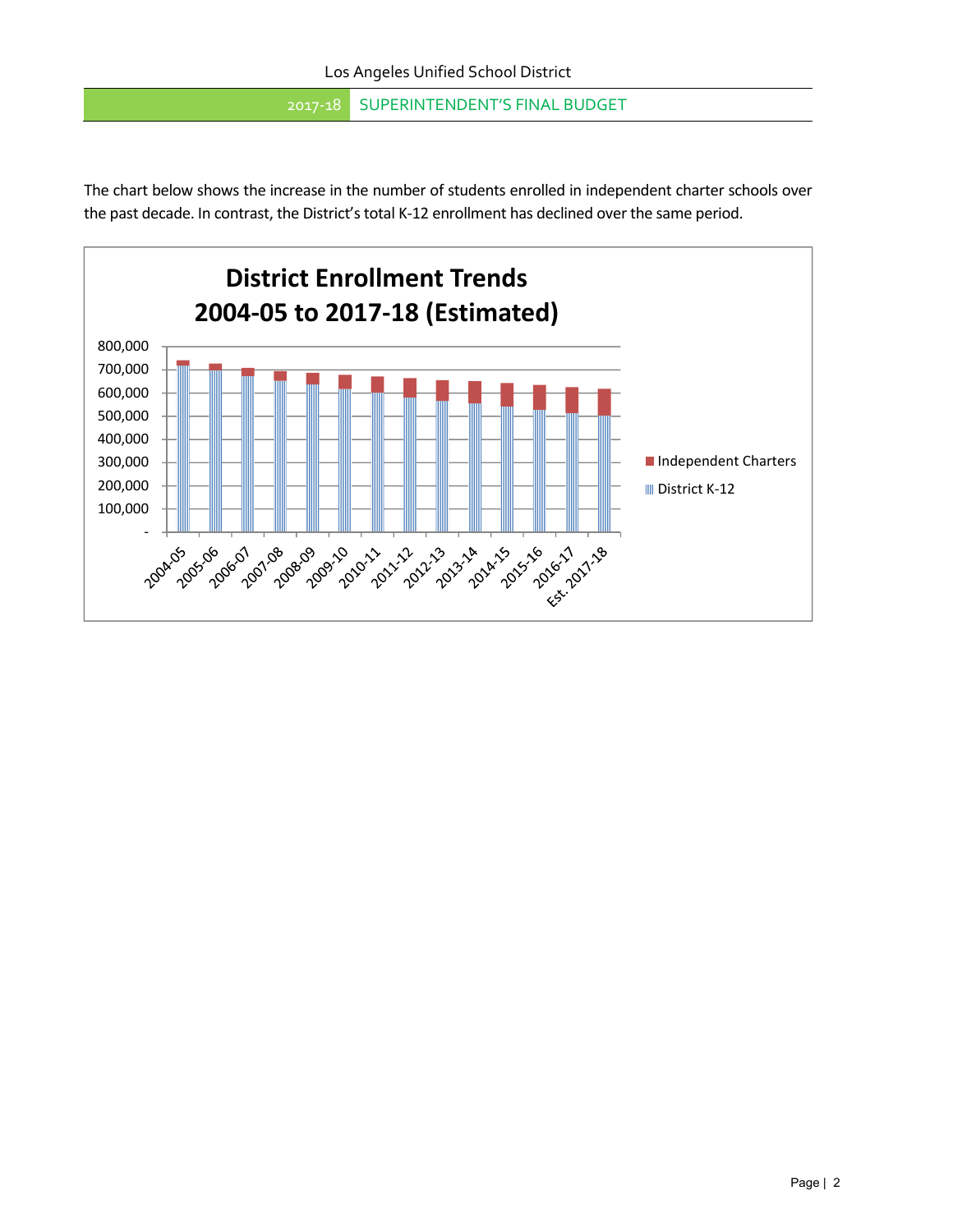The chart below shows the increase in the number of students enrolled in independent charter schools over the past decade. In contrast, the District's total K-12 enrollment has declined over the same period.

**District Enrollment Trends**
**2004-05 to 2017-18 (Estimated)**

Legend: Independent Charters; District K-12

Y-axis: -, 100,000, 200,000, 300,000, 400,000, 500,000, 600,000, 700,000, 800,000

X-axis: 2004-05, 2005-06, 2006-07, 2007-08, 2008-09, 2009-10, 2010-11, 2011-12, 2012-13, 2013-14, 2014-15, 2015-16, 2016-17, Est. 2017-18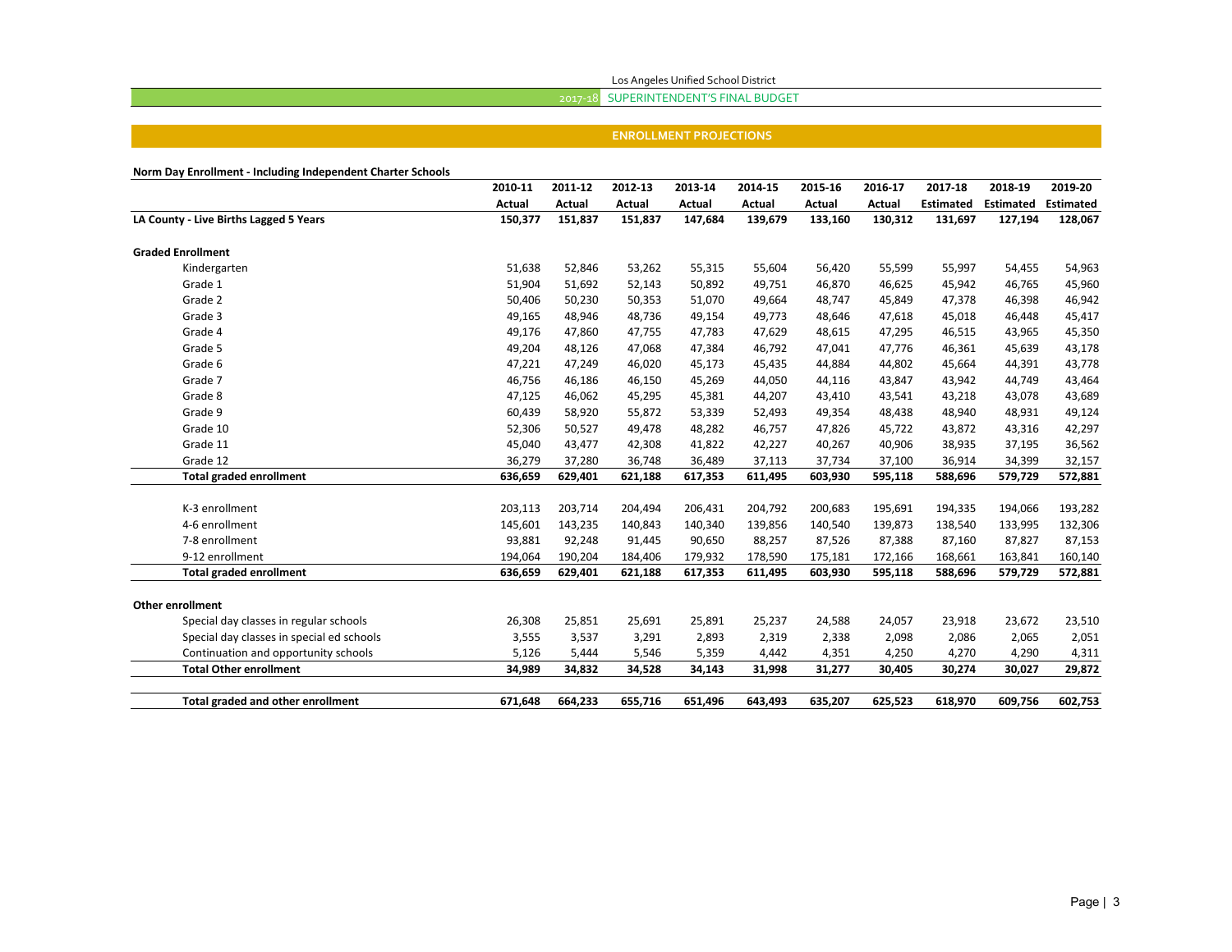## ENROLLMENT PROJECTIONS

**Norm Day Enrollment - Including Independent Charter Schools**

| | 2010-11 Actual | 2011-12 Actual | 2012-13 Actual | 2013-14 Actual | 2014-15 Actual | 2015-16 Actual | 2016-17 Actual | 2017-18 Estimated | 2018-19 Estimated | 2019-20 Estimated |
|---|---|---|---|---|---|---|---|---|---|---|
| **LA County - Live Births Lagged 5 Years** | **150,377** | **151,837** | **151,837** | **147,684** | **139,679** | **133,160** | **130,312** | **131,697** | **127,194** | **128,067** |
| **Graded Enrollment** | | | | | | | | | | |
| Kindergarten | 51,638 | 52,846 | 53,262 | 55,315 | 55,604 | 56,420 | 55,599 | 55,997 | 54,455 | 54,963 |
| Grade 1 | 51,904 | 51,692 | 52,143 | 50,892 | 49,751 | 46,870 | 46,625 | 45,942 | 46,765 | 45,960 |
| Grade 2 | 50,406 | 50,230 | 50,353 | 51,070 | 49,664 | 48,747 | 45,849 | 47,378 | 46,398 | 46,942 |
| Grade 3 | 49,165 | 48,946 | 48,736 | 49,154 | 49,773 | 48,646 | 47,618 | 45,018 | 46,448 | 45,417 |
| Grade 4 | 49,176 | 47,860 | 47,755 | 47,783 | 47,629 | 48,615 | 47,295 | 46,515 | 43,965 | 45,350 |
| Grade 5 | 49,204 | 48,126 | 47,068 | 47,384 | 46,792 | 47,041 | 47,776 | 46,361 | 45,639 | 43,178 |
| Grade 6 | 47,221 | 47,249 | 46,020 | 45,173 | 45,435 | 44,884 | 44,802 | 45,664 | 44,391 | 43,778 |
| Grade 7 | 46,756 | 46,186 | 46,150 | 45,269 | 44,050 | 44,116 | 43,847 | 43,942 | 44,749 | 43,464 |
| Grade 8 | 47,125 | 46,062 | 45,295 | 45,381 | 44,207 | 43,410 | 43,541 | 43,218 | 43,078 | 43,689 |
| Grade 9 | 60,439 | 58,920 | 55,872 | 53,339 | 52,493 | 49,354 | 48,438 | 48,940 | 48,931 | 49,124 |
| Grade 10 | 52,306 | 50,527 | 49,478 | 48,282 | 46,757 | 47,826 | 45,722 | 43,872 | 43,316 | 42,297 |
| Grade 11 | 45,040 | 43,477 | 42,308 | 41,822 | 42,227 | 40,267 | 40,906 | 38,935 | 37,195 | 36,562 |
| Grade 12 | 36,279 | 37,280 | 36,748 | 36,489 | 37,113 | 37,734 | 37,100 | 36,914 | 34,399 | 32,157 |
| **Total graded enrollment** | **636,659** | **629,401** | **621,188** | **617,353** | **611,495** | **603,930** | **595,118** | **588,696** | **579,729** | **572,881** |
| K-3 enrollment | 203,113 | 203,714 | 204,494 | 206,431 | 204,792 | 200,683 | 195,691 | 194,335 | 194,066 | 193,282 |
| 4-6 enrollment | 145,601 | 143,235 | 140,843 | 140,340 | 139,856 | 140,540 | 139,873 | 138,540 | 133,995 | 132,306 |
| 7-8 enrollment | 93,881 | 92,248 | 91,445 | 90,650 | 88,257 | 87,526 | 87,388 | 87,160 | 87,827 | 87,153 |
| 9-12 enrollment | 194,064 | 190,204 | 184,406 | 179,932 | 178,590 | 175,181 | 172,166 | 168,661 | 163,841 | 160,140 |
| **Total graded enrollment** | **636,659** | **629,401** | **621,188** | **617,353** | **611,495** | **603,930** | **595,118** | **588,696** | **579,729** | **572,881** |
| **Other enrollment** | | | | | | | | | | |
| Special day classes in regular schools | 26,308 | 25,851 | 25,691 | 25,891 | 25,237 | 24,588 | 24,057 | 23,918 | 23,672 | 23,510 |
| Special day classes in special ed schools | 3,555 | 3,537 | 3,291 | 2,893 | 2,319 | 2,338 | 2,098 | 2,086 | 2,065 | 2,051 |
| Continuation and opportunity schools | 5,126 | 5,444 | 5,546 | 5,359 | 4,442 | 4,351 | 4,250 | 4,270 | 4,290 | 4,311 |
| **Total Other enrollment** | **34,989** | **34,832** | **34,528** | **34,143** | **31,998** | **31,277** | **30,405** | **30,274** | **30,027** | **29,872** |
| **Total graded and other enrollment** | **671,648** | **664,233** | **655,716** | **651,496** | **643,493** | **635,207** | **625,523** | **618,970** | **609,756** | **602,753** |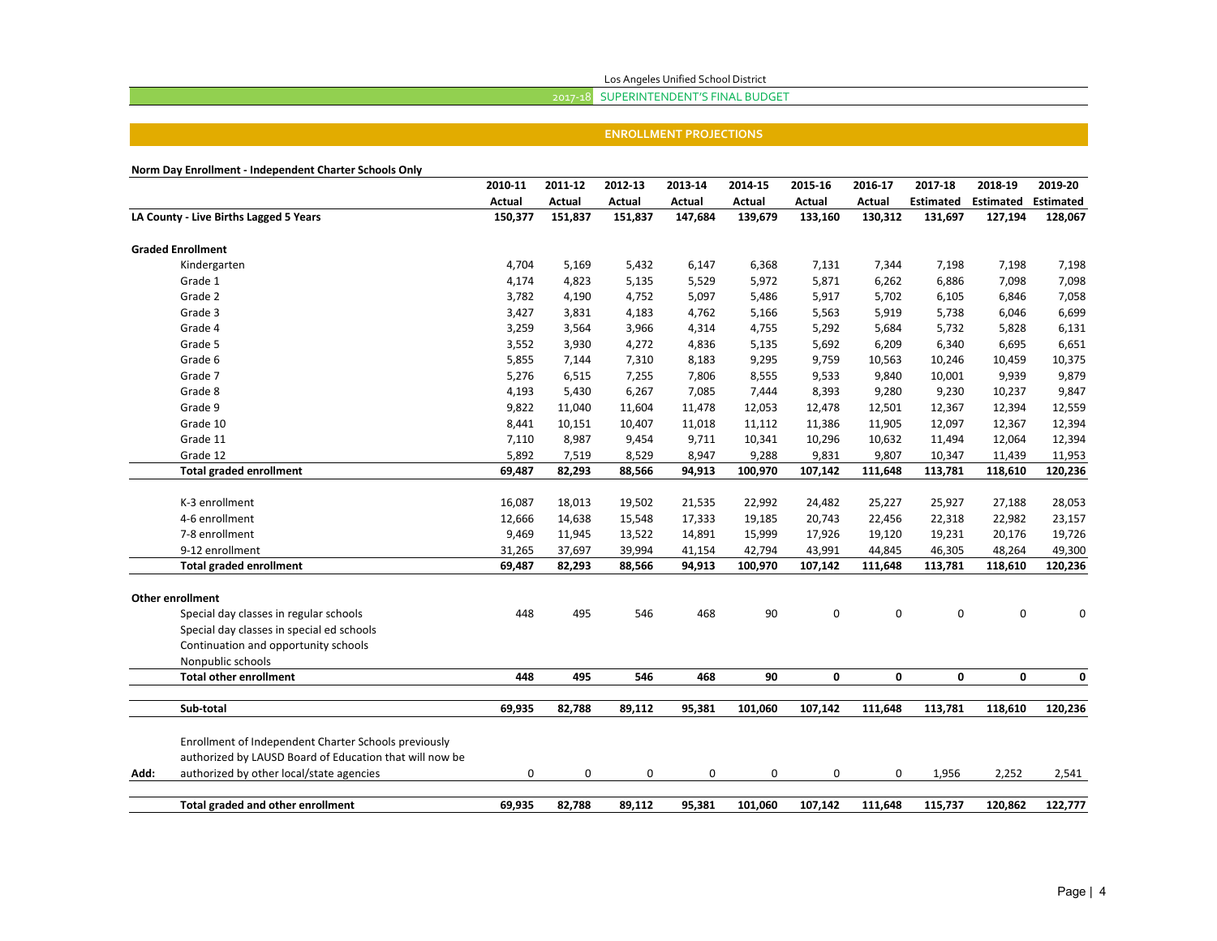Los Angeles Unified School District

2017-18 SUPERINTENDENT'S FINAL BUDGET

## ENROLLMENT PROJECTIONS

**Norm Day Enrollment - Independent Charter Schools Only**

| | 2010-11 Actual | 2011-12 Actual | 2012-13 Actual | 2013-14 Actual | 2014-15 Actual | 2015-16 Actual | 2016-17 Actual | 2017-18 Estimated | 2018-19 Estimated | 2019-20 Estimated |
|---|---|---|---|---|---|---|---|---|---|---|
| **LA County - Live Births Lagged 5 Years** | **150,377** | **151,837** | **151,837** | **147,684** | **139,679** | **133,160** | **130,312** | **131,697** | **127,194** | **128,067** |
| **Graded Enrollment** | | | | | | | | | | |
| Kindergarten | 4,704 | 5,169 | 5,432 | 6,147 | 6,368 | 7,131 | 7,344 | 7,198 | 7,198 | 7,198 |
| Grade 1 | 4,174 | 4,823 | 5,135 | 5,529 | 5,972 | 5,871 | 6,262 | 6,886 | 7,098 | 7,098 |
| Grade 2 | 3,782 | 4,190 | 4,752 | 5,097 | 5,486 | 5,917 | 5,702 | 6,105 | 6,846 | 7,058 |
| Grade 3 | 3,427 | 3,831 | 4,183 | 4,762 | 5,166 | 5,563 | 5,919 | 5,738 | 6,046 | 6,699 |
| Grade 4 | 3,259 | 3,564 | 3,966 | 4,314 | 4,755 | 5,292 | 5,684 | 5,732 | 5,828 | 6,131 |
| Grade 5 | 3,552 | 3,930 | 4,272 | 4,836 | 5,135 | 5,692 | 6,209 | 6,340 | 6,695 | 6,651 |
| Grade 6 | 5,855 | 7,144 | 7,310 | 8,183 | 9,295 | 9,759 | 10,563 | 10,246 | 10,459 | 10,375 |
| Grade 7 | 5,276 | 6,515 | 7,255 | 7,806 | 8,555 | 9,533 | 9,840 | 10,001 | 9,939 | 9,879 |
| Grade 8 | 4,193 | 5,430 | 6,267 | 7,085 | 7,444 | 8,393 | 9,280 | 9,230 | 10,237 | 9,847 |
| Grade 9 | 9,822 | 11,040 | 11,604 | 11,478 | 12,053 | 12,478 | 12,501 | 12,367 | 12,394 | 12,559 |
| Grade 10 | 8,441 | 10,151 | 10,407 | 11,018 | 11,112 | 11,386 | 11,905 | 12,097 | 12,367 | 12,394 |
| Grade 11 | 7,110 | 8,987 | 9,454 | 9,711 | 10,341 | 10,296 | 10,632 | 11,494 | 12,064 | 12,394 |
| Grade 12 | 5,892 | 7,519 | 8,529 | 8,947 | 9,288 | 9,831 | 9,807 | 10,347 | 11,439 | 11,953 |
| **Total graded enrollment** | **69,487** | **82,293** | **88,566** | **94,913** | **100,970** | **107,142** | **111,648** | **113,781** | **118,610** | **120,236** |
| K-3 enrollment | 16,087 | 18,013 | 19,502 | 21,535 | 22,992 | 24,482 | 25,227 | 25,927 | 27,188 | 28,053 |
| 4-6 enrollment | 12,666 | 14,638 | 15,548 | 17,333 | 19,185 | 20,743 | 22,456 | 22,318 | 22,982 | 23,157 |
| 7-8 enrollment | 9,469 | 11,945 | 13,522 | 14,891 | 15,999 | 17,926 | 19,120 | 19,231 | 20,176 | 19,726 |
| 9-12 enrollment | 31,265 | 37,697 | 39,994 | 41,154 | 42,794 | 43,991 | 44,845 | 46,305 | 48,264 | 49,300 |
| **Total graded enrollment** | **69,487** | **82,293** | **88,566** | **94,913** | **100,970** | **107,142** | **111,648** | **113,781** | **118,610** | **120,236** |
| **Other enrollment** | | | | | | | | | | |
| Special day classes in regular schools | 448 | 495 | 546 | 468 | 90 | 0 | 0 | 0 | 0 | 0 |
| Special day classes in special ed schools | | | | | | | | | | |
| Continuation and opportunity schools | | | | | | | | | | |
| Nonpublic schools | | | | | | | | | | |
| **Total other enrollment** | **448** | **495** | **546** | **468** | **90** | **0** | **0** | **0** | **0** | **0** |
| **Sub-total** | **69,935** | **82,788** | **89,112** | **95,381** | **101,060** | **107,142** | **111,648** | **113,781** | **118,610** | **120,236** |
| Add: Enrollment of Independent Charter Schools previously authorized by LAUSD Board of Education that will now be authorized by other local/state agencies | 0 | 0 | 0 | 0 | 0 | 0 | 0 | 1,956 | 2,252 | 2,541 |
| **Total graded and other enrollment** | **69,935** | **82,788** | **89,112** | **95,381** | **101,060** | **107,142** | **111,648** | **115,737** | **120,862** | **122,777** |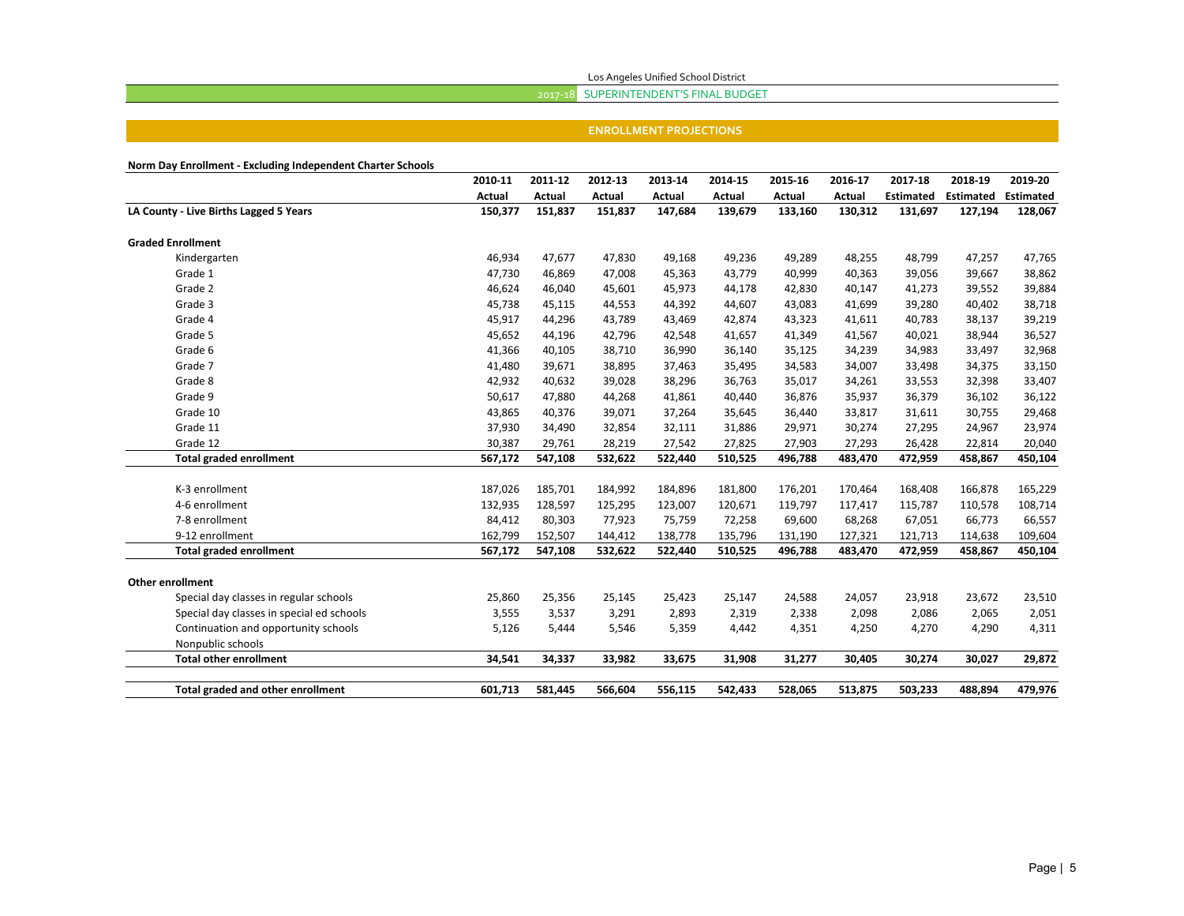## ENROLLMENT PROJECTIONS

**Norm Day Enrollment - Excluding Independent Charter Schools**

| | 2010-11 Actual | 2011-12 Actual | 2012-13 Actual | 2013-14 Actual | 2014-15 Actual | 2015-16 Actual | 2016-17 Actual | 2017-18 Estimated | 2018-19 Estimated | 2019-20 Estimated |
|---|---|---|---|---|---|---|---|---|---|---|
| **LA County - Live Births Lagged 5 Years** | **150,377** | **151,837** | **151,837** | **147,684** | **139,679** | **133,160** | **130,312** | **131,697** | **127,194** | **128,067** |
| **Graded Enrollment** | | | | | | | | | | |
| Kindergarten | 46,934 | 47,677 | 47,830 | 49,168 | 49,236 | 49,289 | 48,255 | 48,799 | 47,257 | 47,765 |
| Grade 1 | 47,730 | 46,869 | 47,008 | 45,363 | 43,779 | 40,999 | 40,363 | 39,056 | 39,667 | 38,862 |
| Grade 2 | 46,624 | 46,040 | 45,601 | 45,973 | 44,178 | 42,830 | 40,147 | 41,273 | 39,552 | 39,884 |
| Grade 3 | 45,738 | 45,115 | 44,553 | 44,392 | 44,607 | 43,083 | 41,699 | 39,280 | 40,402 | 38,718 |
| Grade 4 | 45,917 | 44,296 | 43,789 | 43,469 | 42,874 | 43,323 | 41,611 | 40,783 | 38,137 | 39,219 |
| Grade 5 | 45,652 | 44,196 | 42,796 | 42,548 | 41,657 | 41,349 | 41,567 | 40,021 | 38,944 | 36,527 |
| Grade 6 | 41,366 | 40,105 | 38,710 | 36,990 | 36,140 | 35,125 | 34,239 | 34,983 | 33,497 | 32,968 |
| Grade 7 | 41,480 | 39,671 | 38,895 | 37,463 | 35,495 | 34,583 | 34,007 | 33,498 | 34,375 | 33,150 |
| Grade 8 | 42,932 | 40,632 | 39,028 | 38,296 | 36,763 | 35,017 | 34,261 | 33,553 | 32,398 | 33,407 |
| Grade 9 | 50,617 | 47,880 | 44,268 | 41,861 | 40,440 | 36,876 | 35,937 | 36,379 | 36,102 | 36,122 |
| Grade 10 | 43,865 | 40,376 | 39,071 | 37,264 | 35,645 | 36,440 | 33,817 | 31,611 | 30,755 | 29,468 |
| Grade 11 | 37,930 | 34,490 | 32,854 | 32,111 | 31,886 | 29,971 | 30,274 | 27,295 | 24,967 | 23,974 |
| Grade 12 | 30,387 | 29,761 | 28,219 | 27,542 | 27,825 | 27,903 | 27,293 | 26,428 | 22,814 | 20,040 |
| **Total graded enrollment** | **567,172** | **547,108** | **532,622** | **522,440** | **510,525** | **496,788** | **483,470** | **472,959** | **458,867** | **450,104** |
| K-3 enrollment | 187,026 | 185,701 | 184,992 | 184,896 | 181,800 | 176,201 | 170,464 | 168,408 | 166,878 | 165,229 |
| 4-6 enrollment | 132,935 | 128,597 | 125,295 | 123,007 | 120,671 | 119,797 | 117,417 | 115,787 | 110,578 | 108,714 |
| 7-8 enrollment | 84,412 | 80,303 | 77,923 | 75,759 | 72,258 | 69,600 | 68,268 | 67,051 | 66,773 | 66,557 |
| 9-12 enrollment | 162,799 | 152,507 | 144,412 | 138,778 | 135,796 | 131,190 | 127,321 | 121,713 | 114,638 | 109,604 |
| **Total graded enrollment** | **567,172** | **547,108** | **532,622** | **522,440** | **510,525** | **496,788** | **483,470** | **472,959** | **458,867** | **450,104** |
| **Other enrollment** | | | | | | | | | | |
| Special day classes in regular schools | 25,860 | 25,356 | 25,145 | 25,423 | 25,147 | 24,588 | 24,057 | 23,918 | 23,672 | 23,510 |
| Special day classes in special ed schools | 3,555 | 3,537 | 3,291 | 2,893 | 2,319 | 2,338 | 2,098 | 2,086 | 2,065 | 2,051 |
| Continuation and opportunity schools | 5,126 | 5,444 | 5,546 | 5,359 | 4,442 | 4,351 | 4,250 | 4,270 | 4,290 | 4,311 |
| Nonpublic schools | | | | | | | | | | |
| **Total other enrollment** | **34,541** | **34,337** | **33,982** | **33,675** | **31,908** | **31,277** | **30,405** | **30,274** | **30,027** | **29,872** |
| **Total graded and other enrollment** | **601,713** | **581,445** | **566,604** | **556,115** | **542,433** | **528,065** | **513,875** | **503,233** | **488,894** | **479,976** |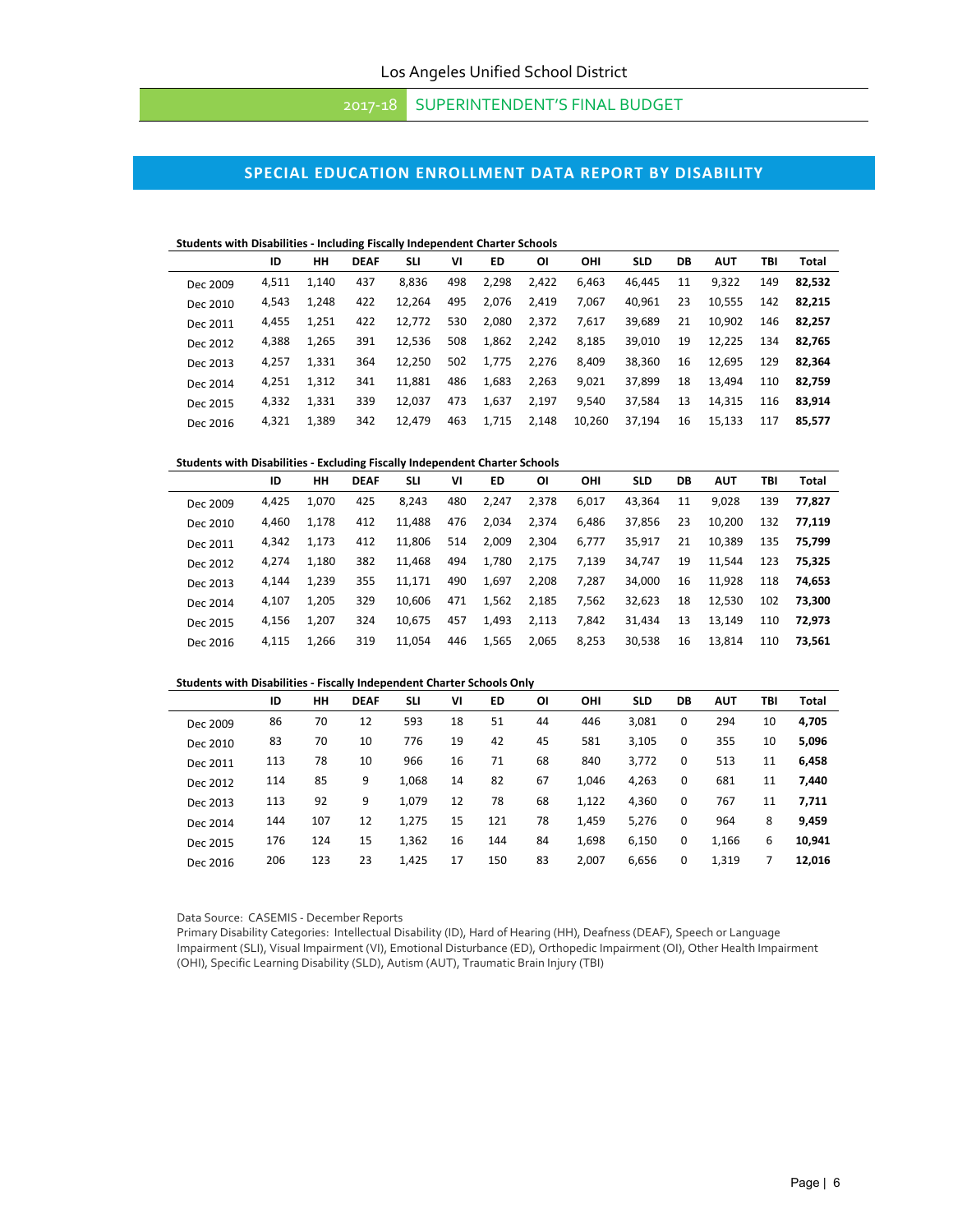## SPECIAL EDUCATION ENROLLMENT DATA REPORT BY DISABILITY

**Students with Disabilities - Including Fiscally Independent Charter Schools**

| | ID | HH | DEAF | SLI | VI | ED | OI | OHI | SLD | DB | AUT | TBI | Total |
|---|---|---|---|---|---|---|---|---|---|---|---|---|---|
| Dec 2009 | 4,511 | 1,140 | 437 | 8,836 | 498 | 2,298 | 2,422 | 6,463 | 46,445 | 11 | 9,322 | 149 | **82,532** |
| Dec 2010 | 4,543 | 1,248 | 422 | 12,264 | 495 | 2,076 | 2,419 | 7,067 | 40,961 | 23 | 10,555 | 142 | **82,215** |
| Dec 2011 | 4,455 | 1,251 | 422 | 12,772 | 530 | 2,080 | 2,372 | 7,617 | 39,689 | 21 | 10,902 | 146 | **82,257** |
| Dec 2012 | 4,388 | 1,265 | 391 | 12,536 | 508 | 1,862 | 2,242 | 8,185 | 39,010 | 19 | 12,225 | 134 | **82,765** |
| Dec 2013 | 4,257 | 1,331 | 364 | 12,250 | 502 | 1,775 | 2,276 | 8,409 | 38,360 | 16 | 12,695 | 129 | **82,364** |
| Dec 2014 | 4,251 | 1,312 | 341 | 11,881 | 486 | 1,683 | 2,263 | 9,021 | 37,899 | 18 | 13,494 | 110 | **82,759** |
| Dec 2015 | 4,332 | 1,331 | 339 | 12,037 | 473 | 1,637 | 2,197 | 9,540 | 37,584 | 13 | 14,315 | 116 | **83,914** |
| Dec 2016 | 4,321 | 1,389 | 342 | 12,479 | 463 | 1,715 | 2,148 | 10,260 | 37,194 | 16 | 15,133 | 117 | **85,577** |

**Students with Disabilities - Excluding Fiscally Independent Charter Schools**

| | ID | HH | DEAF | SLI | VI | ED | OI | OHI | SLD | DB | AUT | TBI | Total |
|---|---|---|---|---|---|---|---|---|---|---|---|---|---|
| Dec 2009 | 4,425 | 1,070 | 425 | 8,243 | 480 | 2,247 | 2,378 | 6,017 | 43,364 | 11 | 9,028 | 139 | **77,827** |
| Dec 2010 | 4,460 | 1,178 | 412 | 11,488 | 476 | 2,034 | 2,374 | 6,486 | 37,856 | 23 | 10,200 | 132 | **77,119** |
| Dec 2011 | 4,342 | 1,173 | 412 | 11,806 | 514 | 2,009 | 2,304 | 6,777 | 35,917 | 21 | 10,389 | 135 | **75,799** |
| Dec 2012 | 4,274 | 1,180 | 382 | 11,468 | 494 | 1,780 | 2,175 | 7,139 | 34,747 | 19 | 11,544 | 123 | **75,325** |
| Dec 2013 | 4,144 | 1,239 | 355 | 11,171 | 490 | 1,697 | 2,208 | 7,287 | 34,000 | 16 | 11,928 | 118 | **74,653** |
| Dec 2014 | 4,107 | 1,205 | 329 | 10,606 | 471 | 1,562 | 2,185 | 7,562 | 32,623 | 18 | 12,530 | 102 | **73,300** |
| Dec 2015 | 4,156 | 1,207 | 324 | 10,675 | 457 | 1,493 | 2,113 | 7,842 | 31,434 | 13 | 13,149 | 110 | **72,973** |
| Dec 2016 | 4,115 | 1,266 | 319 | 11,054 | 446 | 1,565 | 2,065 | 8,253 | 30,538 | 16 | 13,814 | 110 | **73,561** |

**Students with Disabilities - Fiscally Independent Charter Schools Only**

| | ID | HH | DEAF | SLI | VI | ED | OI | OHI | SLD | DB | AUT | TBI | Total |
|---|---|---|---|---|---|---|---|---|---|---|---|---|---|
| Dec 2009 | 86 | 70 | 12 | 593 | 18 | 51 | 44 | 446 | 3,081 | 0 | 294 | 10 | **4,705** |
| Dec 2010 | 83 | 70 | 10 | 776 | 19 | 42 | 45 | 581 | 3,105 | 0 | 355 | 10 | **5,096** |
| Dec 2011 | 113 | 78 | 10 | 966 | 16 | 71 | 68 | 840 | 3,772 | 0 | 513 | 11 | **6,458** |
| Dec 2012 | 114 | 85 | 9 | 1,068 | 14 | 82 | 67 | 1,046 | 4,263 | 0 | 681 | 11 | **7,440** |
| Dec 2013 | 113 | 92 | 9 | 1,079 | 12 | 78 | 68 | 1,122 | 4,360 | 0 | 767 | 11 | **7,711** |
| Dec 2014 | 144 | 107 | 12 | 1,275 | 15 | 121 | 78 | 1,459 | 5,276 | 0 | 964 | 8 | **9,459** |
| Dec 2015 | 176 | 124 | 15 | 1,362 | 16 | 144 | 84 | 1,698 | 6,150 | 0 | 1,166 | 6 | **10,941** |
| Dec 2016 | 206 | 123 | 23 | 1,425 | 17 | 150 | 83 | 2,007 | 6,656 | 0 | 1,319 | 7 | **12,016** |

Data Source: CASEMIS - December Reports

Primary Disability Categories: Intellectual Disability (ID), Hard of Hearing (HH), Deafness (DEAF), Speech or Language Impairment (SLI), Visual Impairment (VI), Emotional Disturbance (ED), Orthopedic Impairment (OI), Other Health Impairment (OHI), Specific Learning Disability (SLD), Autism (AUT), Traumatic Brain Injury (TBI)